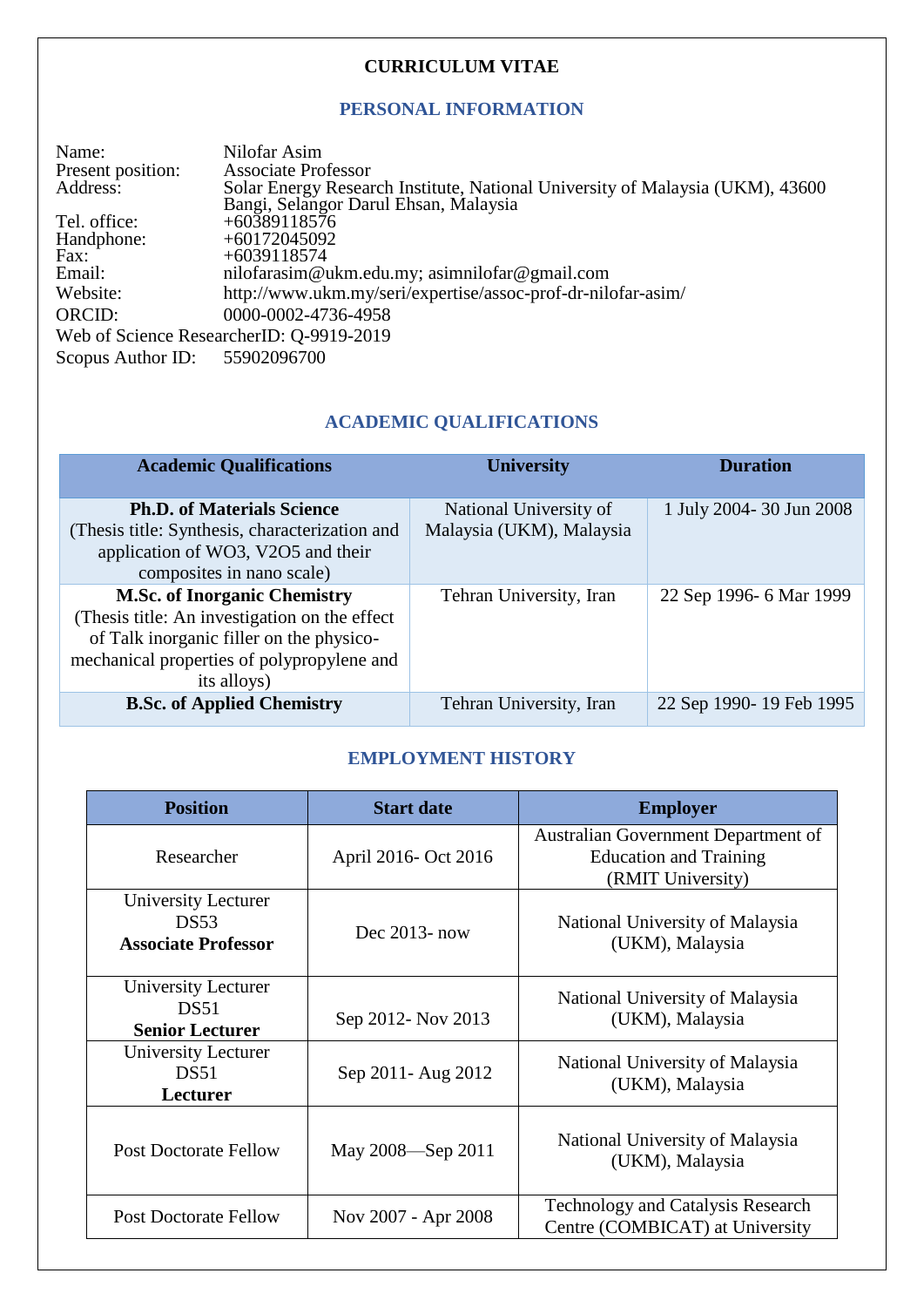# CURRICULUM VITAE

## PERSONAL INFORMATION

Name: Nilofar Asim
Present position: Associate Professor
Address: Solar Energy Research Institute, National University of Malaysia (UKM), 43600 Bangi, Selangor Darul Ehsan, Malaysia
Tel. office: +60389118576
Handphone: +60172045092
Fax: +6039118574
Email: nilofarasim@ukm.edu.my; asimnilofar@gmail.com
Website: http://www.ukm.my/seri/expertise/assoc-prof-dr-nilofar-asim/
ORCID: 0000-0002-4736-4958
Web of Science ResearcherID: Q-9919-2019
Scopus Author ID: 55902096700

## ACADEMIC QUALIFICATIONS

| Academic Qualifications | University | Duration |
|---|---|---|
| **Ph.D. of Materials Science** (Thesis title: Synthesis, characterization and application of WO3, V2O5 and their composites in nano scale) | National University of Malaysia (UKM), Malaysia | 1 July 2004- 30 Jun 2008 |
| **M.Sc. of Inorganic Chemistry** (Thesis title: An investigation on the effect of Talk inorganic filler on the physico-mechanical properties of polypropylene and its alloys) | Tehran University, Iran | 22 Sep 1996- 6 Mar 1999 |
| **B.Sc. of Applied Chemistry** | Tehran University, Iran | 22 Sep 1990- 19 Feb 1995 |

## EMPLOYMENT HISTORY

| Position | Start date | Employer |
|---|---|---|
| Researcher | April 2016- Oct 2016 | Australian Government Department of Education and Training (RMIT University) |
| University Lecturer DS53 **Associate Professor** | Dec 2013- now | National University of Malaysia (UKM), Malaysia |
| University Lecturer DS51 **Senior Lecturer** | Sep 2012- Nov 2013 | National University of Malaysia (UKM), Malaysia |
| University Lecturer DS51 **Lecturer** | Sep 2011- Aug 2012 | National University of Malaysia (UKM), Malaysia |
| Post Doctorate Fellow | May 2008—Sep 2011 | National University of Malaysia (UKM), Malaysia |
| Post Doctorate Fellow | Nov 2007 - Apr 2008 | Technology and Catalysis Research Centre (COMBICAT) at University |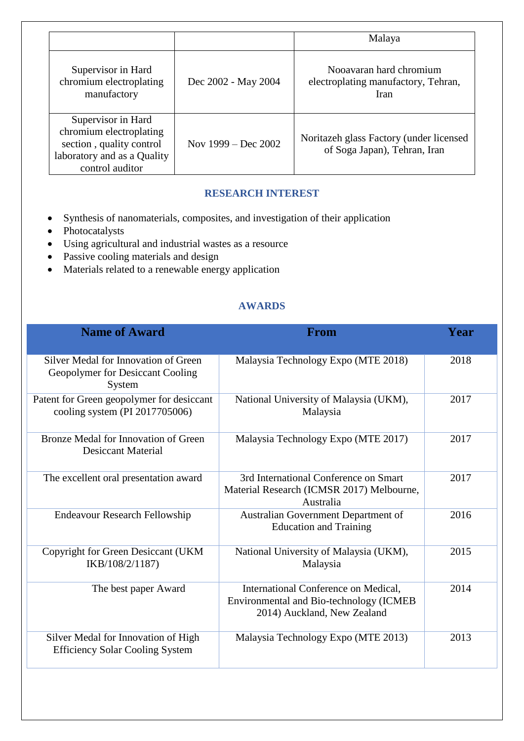| | | Malaya |
|---|---|---|
| Supervisor in Hard chromium electroplating manufactory | Dec 2002 - May 2004 | Nooavaran hard chromium electroplating manufactory, Tehran, Iran |
| Supervisor in Hard chromium electroplating section , quality control laboratory and as a Quality control auditor | Nov 1999 – Dec 2002 | Noritazeh glass Factory (under licensed of Soga Japan), Tehran, Iran |

## RESEARCH INTEREST

- Synthesis of nanomaterials, composites, and investigation of their application
- Photocatalysts
- Using agricultural and industrial wastes as a resource
- Passive cooling materials and design
- Materials related to a renewable energy application

## AWARDS

| Name of Award | From | Year |
|---|---|---|
| Silver Medal for Innovation of Green Geopolymer for Desiccant Cooling System | Malaysia Technology Expo (MTE 2018) | 2018 |
| Patent for Green geopolymer for desiccant cooling system (PI 2017705006) | National University of Malaysia (UKM), Malaysia | 2017 |
| Bronze Medal for Innovation of Green Desiccant Material | Malaysia Technology Expo (MTE 2017) | 2017 |
| The excellent oral presentation award | 3rd International Conference on Smart Material Research (ICMSR 2017) Melbourne, Australia | 2017 |
| Endeavour Research Fellowship | Australian Government Department of Education and Training | 2016 |
| Copyright for Green Desiccant (UKM IKB/108/2/1187) | National University of Malaysia (UKM), Malaysia | 2015 |
| The best paper Award | International Conference on Medical, Environmental and Bio-technology (ICMEB 2014) Auckland, New Zealand | 2014 |
| Silver Medal for Innovation of High Efficiency Solar Cooling System | Malaysia Technology Expo (MTE 2013) | 2013 |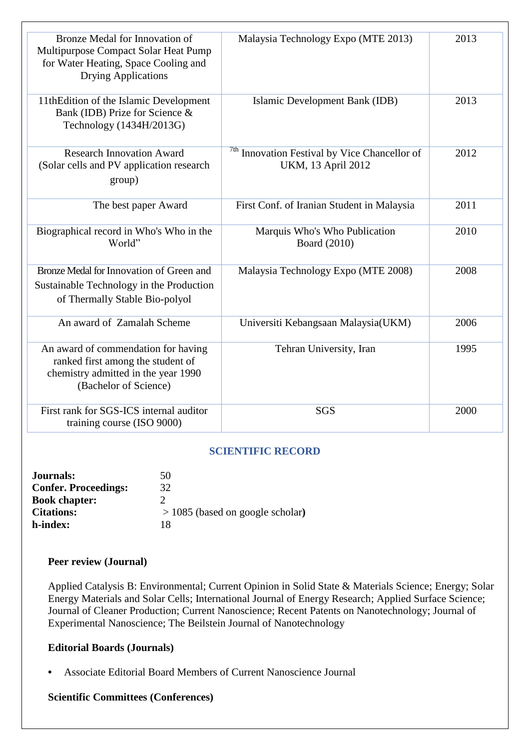| Bronze Medal for Innovation of Multipurpose Compact Solar Heat Pump for Water Heating, Space Cooling and Drying Applications | Malaysia Technology Expo (MTE 2013) | 2013 |
|---|---|---|
| 11thEdition of the Islamic Development Bank (IDB) Prize for Science & Technology (1434H/2013G) | Islamic Development Bank (IDB) | 2013 |
| Research Innovation Award (Solar cells and PV application research group) | 7th Innovation Festival by Vice Chancellor of UKM, 13 April 2012 | 2012 |
| The best paper Award | First Conf. of Iranian Student in Malaysia | 2011 |
| Biographical record in Who's Who in the World" | Marquis Who's Who Publication Board (2010) | 2010 |
| Bronze Medal for Innovation of Green and Sustainable Technology in the Production of Thermally Stable Bio-polyol | Malaysia Technology Expo (MTE 2008) | 2008 |
| An award of Zamalah Scheme | Universiti Kebangsaan Malaysia(UKM) | 2006 |
| An award of commendation for having ranked first among the student of chemistry admitted in the year 1990 (Bachelor of Science) | Tehran University, Iran | 1995 |
| First rank for SGS-ICS internal auditor training course (ISO 9000) | SGS | 2000 |

## SCIENTIFIC RECORD

**Journals:** 50
**Confer. Proceedings:** 32
**Book chapter:** 2
**Citations:** > 1085 (based on google scholar)
**h-index:** 18

### Peer review (Journal)

Applied Catalysis B: Environmental; Current Opinion in Solid State & Materials Science; Energy; Solar Energy Materials and Solar Cells; International Journal of Energy Research; Applied Surface Science; Journal of Cleaner Production; Current Nanoscience; Recent Patents on Nanotechnology; Journal of Experimental Nanoscience; The Beilstein Journal of Nanotechnology

### Editorial Boards (Journals)

- Associate Editorial Board Members of Current Nanoscience Journal

### Scientific Committees (Conferences)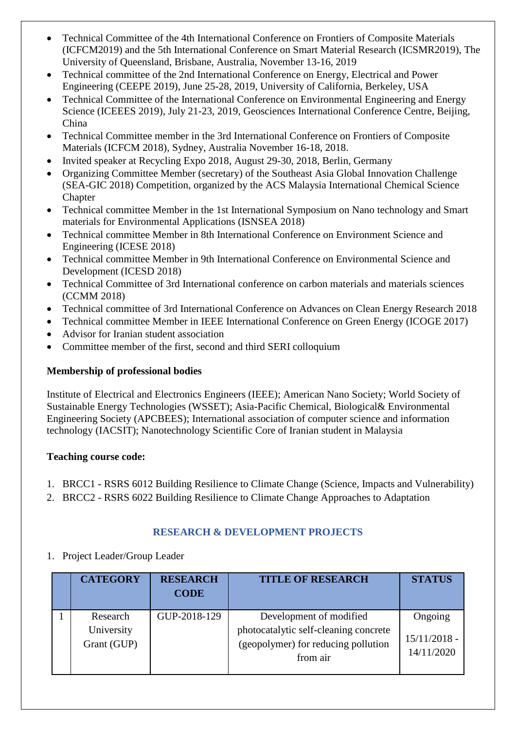- Technical Committee of the 4th International Conference on Frontiers of Composite Materials (ICFCM2019) and the 5th International Conference on Smart Material Research (ICSMR2019), The University of Queensland, Brisbane, Australia, November 13-16, 2019
- Technical committee of the 2nd International Conference on Energy, Electrical and Power Engineering (CEEPE 2019), June 25-28, 2019, University of California, Berkeley, USA
- Technical Committee of the International Conference on Environmental Engineering and Energy Science (ICEEES 2019), July 21-23, 2019, Geosciences International Conference Centre, Beijing, China
- Technical Committee member in the 3rd International Conference on Frontiers of Composite Materials (ICFCM 2018), Sydney, Australia November 16-18, 2018.
- Invited speaker at Recycling Expo 2018, August 29-30, 2018, Berlin, Germany
- Organizing Committee Member (secretary) of the Southeast Asia Global Innovation Challenge (SEA-GIC 2018) Competition, organized by the ACS Malaysia International Chemical Science Chapter
- Technical committee Member in the 1st International Symposium on Nano technology and Smart materials for Environmental Applications (ISNSEA 2018)
- Technical committee Member in 8th International Conference on Environment Science and Engineering (ICESE 2018)
- Technical committee Member in 9th International Conference on Environmental Science and Development (ICESD 2018)
- Technical Committee of 3rd International conference on carbon materials and materials sciences (CCMM 2018)
- Technical committee of 3rd International Conference on Advances on Clean Energy Research 2018
- Technical committee Member in IEEE International Conference on Green Energy (ICOGE 2017)
- Advisor for Iranian student association
- Committee member of the first, second and third SERI colloquium

**Membership of professional bodies**

Institute of Electrical and Electronics Engineers (IEEE); American Nano Society; World Society of Sustainable Energy Technologies (WSSET); Asia-Pacific Chemical, Biological& Environmental Engineering Society (APCBEES); International association of computer science and information technology (IACSIT); Nanotechnology Scientific Core of Iranian student in Malaysia

**Teaching course code:**

1. BRCC1 - RSRS 6012 Building Resilience to Climate Change (Science, Impacts and Vulnerability)
2. BRCC2 - RSRS 6022 Building Resilience to Climate Change Approaches to Adaptation

## RESEARCH & DEVELOPMENT PROJECTS

1. Project Leader/Group Leader

| | CATEGORY | RESEARCH CODE | TITLE OF RESEARCH | STATUS |
|---|---|---|---|---|
| 1 | Research University Grant (GUP) | GUP-2018-129 | Development of modified photocatalytic self-cleaning concrete (geopolymer) for reducing pollution from air | Ongoing 15/11/2018 - 14/11/2020 |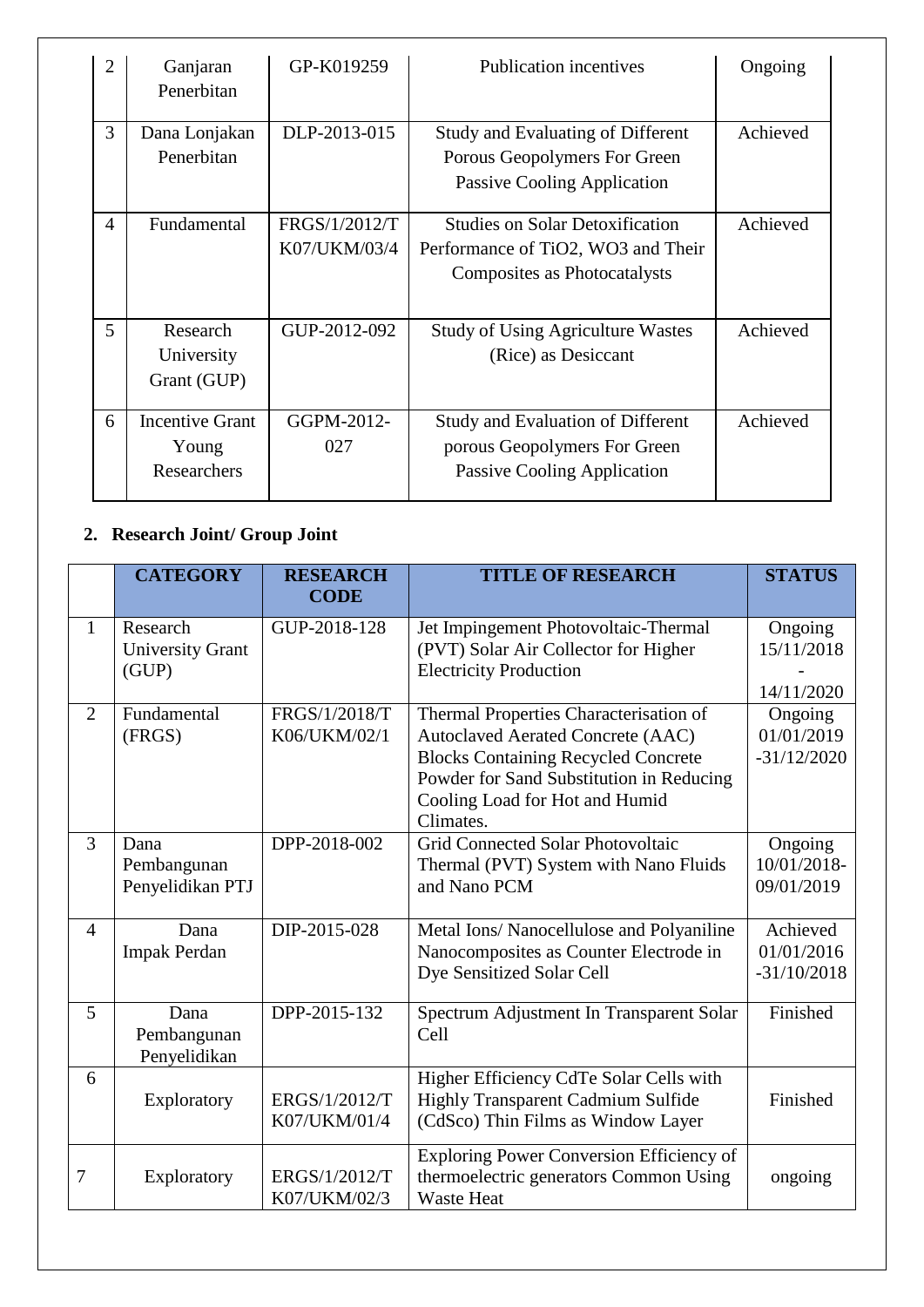| | | | | |
|---|---|---|---|---|
| 2 | Ganjaran Penerbitan | GP-K019259 | Publication incentives | Ongoing |
| 3 | Dana Lonjakan Penerbitan | DLP-2013-015 | Study and Evaluating of Different Porous Geopolymers For Green Passive Cooling Application | Achieved |
| 4 | Fundamental | FRGS/1/2012/TK07/UKM/03/4 | Studies on Solar Detoxification Performance of $TiO_2$, $WO_3$ and Their Composites as Photocatalysts | Achieved |
| 5 | Research University Grant (GUP) | GUP-2012-092 | Study of Using Agriculture Wastes (Rice) as Desiccant | Achieved |
| 6 | Incentive Grant Young Researchers | GGPM-2012-027 | Study and Evaluation of Different porous Geopolymers For Green Passive Cooling Application | Achieved |

## 2. Research Joint/ Group Joint

| | CATEGORY | RESEARCH CODE | TITLE OF RESEARCH | STATUS |
|---|---|---|---|---|
| 1 | Research University Grant (GUP) | GUP-2018-128 | Jet Impingement Photovoltaic-Thermal (PVT) Solar Air Collector for Higher Electricity Production | Ongoing 15/11/2018 - 14/11/2020 |
| 2 | Fundamental (FRGS) | FRGS/1/2018/TK06/UKM/02/1 | Thermal Properties Characterisation of Autoclaved Aerated Concrete (AAC) Blocks Containing Recycled Concrete Powder for Sand Substitution in Reducing Cooling Load for Hot and Humid Climates. | Ongoing 01/01/2019 -31/12/2020 |
| 3 | Dana Pembangunan Penyelidikan PTJ | DPP-2018-002 | Grid Connected Solar Photovoltaic Thermal (PVT) System with Nano Fluids and Nano PCM | Ongoing 10/01/2018-09/01/2019 |
| 4 | Dana Impak Perdan | DIP-2015-028 | Metal Ions/ Nanocellulose and Polyaniline Nanocomposites as Counter Electrode in Dye Sensitized Solar Cell | Achieved 01/01/2016 -31/10/2018 |
| 5 | Dana Pembangunan Penyelidikan | DPP-2015-132 | Spectrum Adjustment In Transparent Solar Cell | Finished |
| 6 | Exploratory | ERGS/1/2012/TK07/UKM/01/4 | Higher Efficiency CdTe Solar Cells with Highly Transparent Cadmium Sulfide (CdSco) Thin Films as Window Layer | Finished |
| 7 | Exploratory | ERGS/1/2012/TK07/UKM/02/3 | Exploring Power Conversion Efficiency of thermoelectric generators Common Using Waste Heat | ongoing |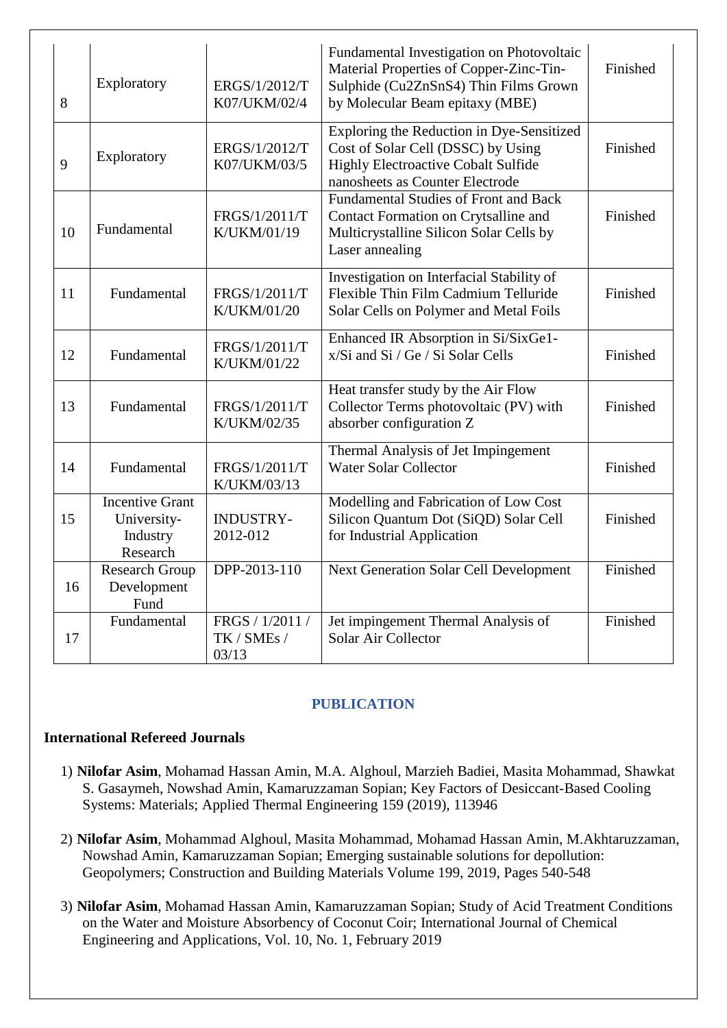| | | | | |
|---|---|---|---|---|
| 8 | Exploratory | ERGS/1/2012/TK07/UKM/02/4 | Fundamental Investigation on Photovoltaic Material Properties of Copper-Zinc-Tin-Sulphide ($Cu_2ZnSnS_4$) Thin Films Grown by Molecular Beam epitaxy (MBE) | Finished |
| 9 | Exploratory | ERGS/1/2012/TK07/UKM/03/5 | Exploring the Reduction in Dye-Sensitized Cost of Solar Cell (DSSC) by Using Highly Electroactive Cobalt Sulfide nanosheets as Counter Electrode | Finished |
| 10 | Fundamental | FRGS/1/2011/TK/UKM/01/19 | Fundamental Studies of Front and Back Contact Formation on Crytsalline and Multicrystalline Silicon Solar Cells by Laser annealing | Finished |
| 11 | Fundamental | FRGS/1/2011/TK/UKM/01/20 | Investigation on Interfacial Stability of Flexible Thin Film Cadmium Telluride Solar Cells on Polymer and Metal Foils | Finished |
| 12 | Fundamental | FRGS/1/2011/TK/UKM/01/22 | Enhanced IR Absorption in Si/$Si_xGe_{1-x}$/Si and Si / Ge / Si Solar Cells | Finished |
| 13 | Fundamental | FRGS/1/2011/TK/UKM/02/35 | Heat transfer study by the Air Flow Collector Terms photovoltaic (PV) with absorber configuration Z | Finished |
| 14 | Fundamental | FRGS/1/2011/TK/UKM/03/13 | Thermal Analysis of Jet Impingement Water Solar Collector | Finished |
| 15 | Incentive Grant University-Industry Research | INDUSTRY-2012-012 | Modelling and Fabrication of Low Cost Silicon Quantum Dot (SiQD) Solar Cell for Industrial Application | Finished |
| 16 | Research Group Development Fund | DPP-2013-110 | Next Generation Solar Cell Development | Finished |
| 17 | Fundamental | FRGS / 1/2011 / TK / SMEs / 03/13 | Jet impingement Thermal Analysis of Solar Air Collector | Finished |

## PUBLICATION

### International Refereed Journals

1) **Nilofar Asim**, Mohamad Hassan Amin, M.A. Alghoul, Marzieh Badiei, Masita Mohammad, Shawkat S. Gasaymeh, Nowshad Amin, Kamaruzzaman Sopian; Key Factors of Desiccant-Based Cooling Systems: Materials; Applied Thermal Engineering 159 (2019), 113946

2) **Nilofar Asim**, Mohammad Alghoul, Masita Mohammad, Mohamad Hassan Amin, M.Akhtaruzzaman, Nowshad Amin, Kamaruzzaman Sopian; Emerging sustainable solutions for depollution: Geopolymers; Construction and Building Materials Volume 199, 2019, Pages 540-548

3) **Nilofar Asim**, Mohamad Hassan Amin, Kamaruzzaman Sopian; Study of Acid Treatment Conditions on the Water and Moisture Absorbency of Coconut Coir; International Journal of Chemical Engineering and Applications, Vol. 10, No. 1, February 2019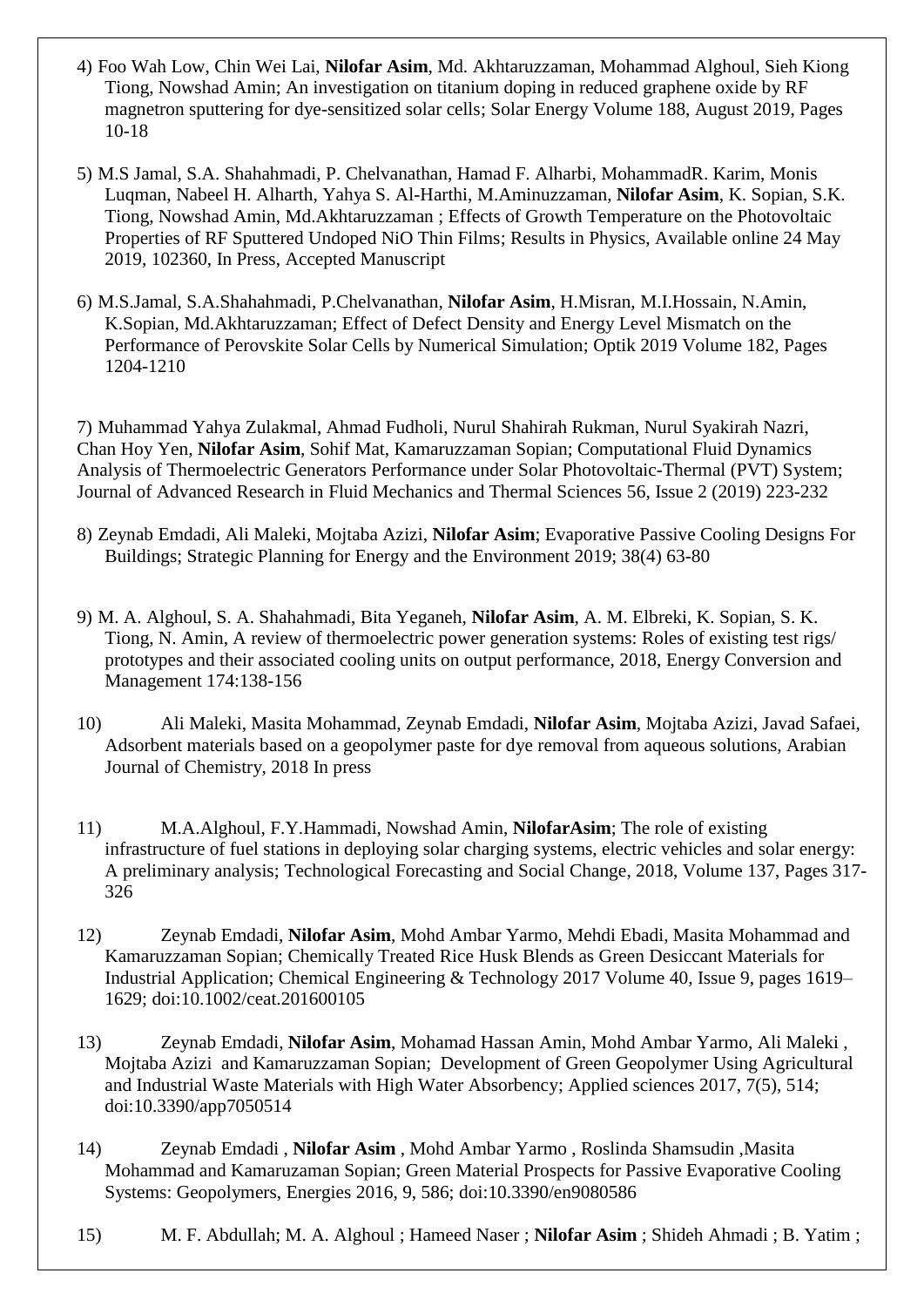4) Foo Wah Low, Chin Wei Lai, **Nilofar Asim**, Md. Akhtaruzzaman, Mohammad Alghoul, Sieh Kiong Tiong, Nowshad Amin; An investigation on titanium doping in reduced graphene oxide by RF magnetron sputtering for dye-sensitized solar cells; Solar Energy Volume 188, August 2019, Pages 10-18

5) M.S Jamal, S.A. Shahahmadi, P. Chelvanathan, Hamad F. Alharbi, MohammadR. Karim, Monis Luqman, Nabeel H. Alharth, Yahya S. Al-Harthi, M.Aminuzzaman, **Nilofar Asim**, K. Sopian, S.K. Tiong, Nowshad Amin, Md.Akhtaruzzaman ; Effects of Growth Temperature on the Photovoltaic Properties of RF Sputtered Undoped NiO Thin Films; Results in Physics, Available online 24 May 2019, 102360, In Press, Accepted Manuscript

6) M.S.Jamal, S.A.Shahahmadi, P.Chelvanathan, **Nilofar Asim**, H.Misran, M.I.Hossain, N.Amin, K.Sopian, Md.Akhtaruzzaman; Effect of Defect Density and Energy Level Mismatch on the Performance of Perovskite Solar Cells by Numerical Simulation; Optik 2019 Volume 182, Pages 1204-1210

7) Muhammad Yahya Zulakmal, Ahmad Fudholi, Nurul Shahirah Rukman, Nurul Syakirah Nazri, Chan Hoy Yen, **Nilofar Asim**, Sohif Mat, Kamaruzzaman Sopian; Computational Fluid Dynamics Analysis of Thermoelectric Generators Performance under Solar Photovoltaic-Thermal (PVT) System; Journal of Advanced Research in Fluid Mechanics and Thermal Sciences 56, Issue 2 (2019) 223-232

8) Zeynab Emdadi, Ali Maleki, Mojtaba Azizi, **Nilofar Asim**; Evaporative Passive Cooling Designs For Buildings; Strategic Planning for Energy and the Environment 2019; 38(4) 63-80

9) M. A. Alghoul, S. A. Shahahmadi, Bita Yeganeh, **Nilofar Asim**, A. M. Elbreki, K. Sopian, S. K. Tiong, N. Amin, A review of thermoelectric power generation systems: Roles of existing test rigs/ prototypes and their associated cooling units on output performance, 2018, Energy Conversion and Management 174:138-156

10) Ali Maleki, Masita Mohammad, Zeynab Emdadi, **Nilofar Asim**, Mojtaba Azizi, Javad Safaei, Adsorbent materials based on a geopolymer paste for dye removal from aqueous solutions, Arabian Journal of Chemistry, 2018 In press

11) M.A.Alghoul, F.Y.Hammadi, Nowshad Amin, **NilofarAsim**; The role of existing infrastructure of fuel stations in deploying solar charging systems, electric vehicles and solar energy: A preliminary analysis; Technological Forecasting and Social Change, 2018, Volume 137, Pages 317-326

12) Zeynab Emdadi, **Nilofar Asim**, Mohd Ambar Yarmo, Mehdi Ebadi, Masita Mohammad and Kamaruzzaman Sopian; Chemically Treated Rice Husk Blends as Green Desiccant Materials for Industrial Application; Chemical Engineering & Technology 2017 Volume 40, Issue 9, pages 1619–1629; doi:10.1002/ceat.201600105

13) Zeynab Emdadi, **Nilofar Asim**, Mohamad Hassan Amin, Mohd Ambar Yarmo, Ali Maleki , Mojtaba Azizi and Kamaruzzaman Sopian; Development of Green Geopolymer Using Agricultural and Industrial Waste Materials with High Water Absorbency; Applied sciences 2017, 7(5), 514; doi:10.3390/app7050514

14) Zeynab Emdadi , **Nilofar Asim** , Mohd Ambar Yarmo , Roslinda Shamsudin ,Masita Mohammad and Kamaruzaman Sopian; Green Material Prospects for Passive Evaporative Cooling Systems: Geopolymers, Energies 2016, 9, 586; doi:10.3390/en9080586

15) M. F. Abdullah; M. A. Alghoul ; Hameed Naser ; **Nilofar Asim** ; Shideh Ahmadi ; B. Yatim ;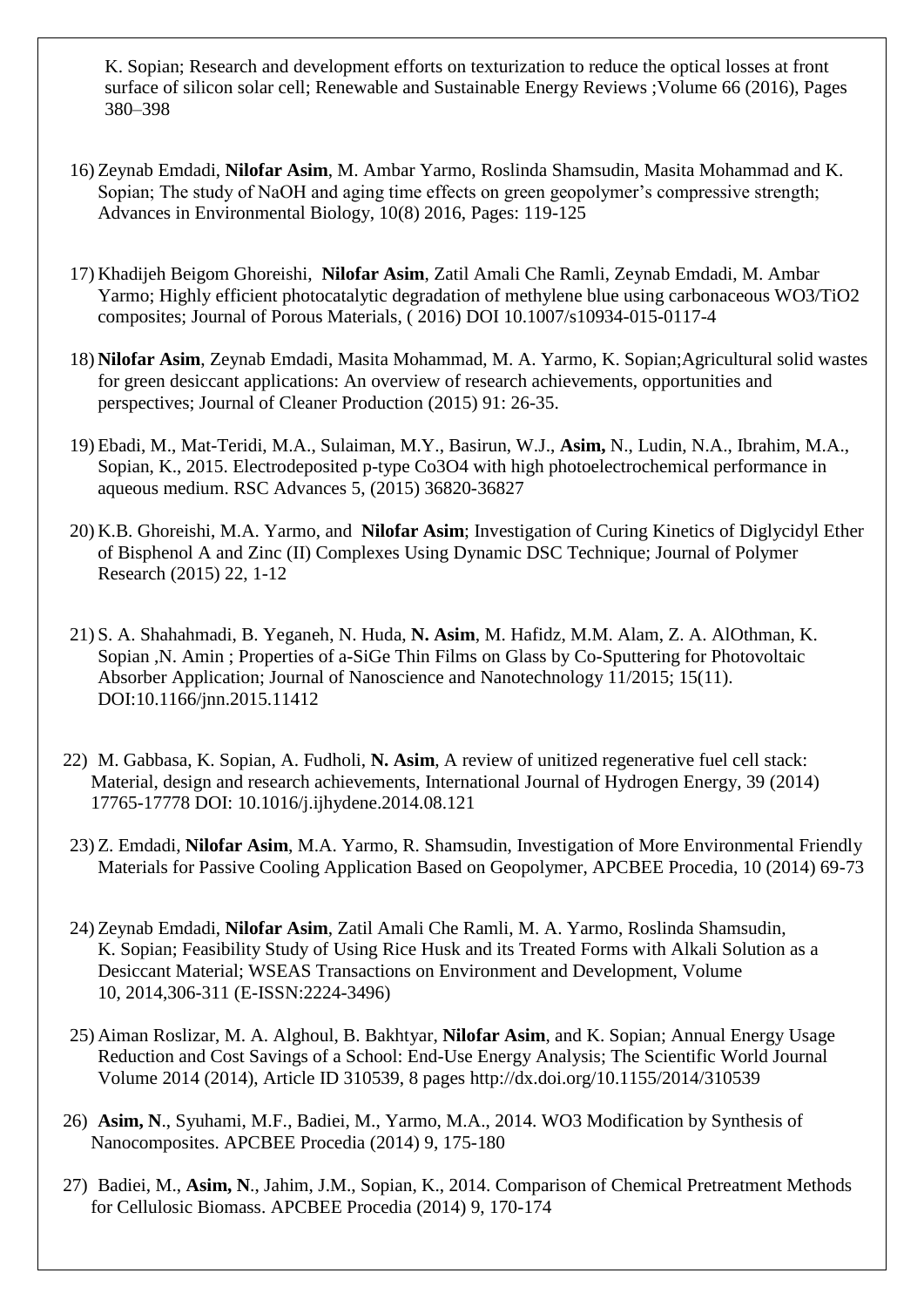K. Sopian; Research and development efforts on texturization to reduce the optical losses at front surface of silicon solar cell; Renewable and Sustainable Energy Reviews ;Volume 66 (2016), Pages 380–398

16) Zeynab Emdadi, **Nilofar Asim**, M. Ambar Yarmo, Roslinda Shamsudin, Masita Mohammad and K. Sopian; The study of NaOH and aging time effects on green geopolymer's compressive strength; Advances in Environmental Biology, 10(8) 2016, Pages: 119-125

17) Khadijeh Beigom Ghoreishi, **Nilofar Asim**, Zatil Amali Che Ramli, Zeynab Emdadi, M. Ambar Yarmo; Highly efficient photocatalytic degradation of methylene blue using carbonaceous $WO_3/TiO_2$ composites; Journal of Porous Materials, ( 2016) DOI 10.1007/s10934-015-0117-4

18) **Nilofar Asim**, Zeynab Emdadi, Masita Mohammad, M. A. Yarmo, K. Sopian;Agricultural solid wastes for green desiccant applications: An overview of research achievements, opportunities and perspectives; Journal of Cleaner Production (2015) 91: 26-35.

19) Ebadi, M., Mat-Teridi, M.A., Sulaiman, M.Y., Basirun, W.J., **Asim,** N., Ludin, N.A., Ibrahim, M.A., Sopian, K., 2015. Electrodeposited p-type $Co_3O_4$ with high photoelectrochemical performance in aqueous medium. RSC Advances 5, (2015) 36820-36827

20) K.B. Ghoreishi, M.A. Yarmo, and **Nilofar Asim**; Investigation of Curing Kinetics of Diglycidyl Ether of Bisphenol A and Zinc (II) Complexes Using Dynamic DSC Technique; Journal of Polymer Research (2015) 22, 1-12

21) S. A. Shahahmadi, B. Yeganeh, N. Huda, **N. Asim**, M. Hafidz, M.M. Alam, Z. A. AlOthman, K. Sopian ,N. Amin ; Properties of a-SiGe Thin Films on Glass by Co-Sputtering for Photovoltaic Absorber Application; Journal of Nanoscience and Nanotechnology 11/2015; 15(11). DOI:10.1166/jnn.2015.11412

22) M. Gabbasa, K. Sopian, A. Fudholi, **N. Asim**, A review of unitized regenerative fuel cell stack: Material, design and research achievements, International Journal of Hydrogen Energy, 39 (2014) 17765-17778 DOI: 10.1016/j.ijhydene.2014.08.121

23) Z. Emdadi, **Nilofar Asim**, M.A. Yarmo, R. Shamsudin, Investigation of More Environmental Friendly Materials for Passive Cooling Application Based on Geopolymer, APCBEE Procedia, 10 (2014) 69-73

24) Zeynab Emdadi, **Nilofar Asim**, Zatil Amali Che Ramli, M. A. Yarmo, Roslinda Shamsudin, K. Sopian; Feasibility Study of Using Rice Husk and its Treated Forms with Alkali Solution as a Desiccant Material; WSEAS Transactions on Environment and Development, Volume 10, 2014,306-311 (E-ISSN:2224-3496)

25) Aiman Roslizar, M. A. Alghoul, B. Bakhtyar, **Nilofar Asim**, and K. Sopian; Annual Energy Usage Reduction and Cost Savings of a School: End-Use Energy Analysis; The Scientific World Journal Volume 2014 (2014), Article ID 310539, 8 pages http://dx.doi.org/10.1155/2014/310539

26) **Asim, N**., Syuhami, M.F., Badiei, M., Yarmo, M.A., 2014. $WO_3$ Modification by Synthesis of Nanocomposites. APCBEE Procedia (2014) 9, 175-180

27) Badiei, M., **Asim, N**., Jahim, J.M., Sopian, K., 2014. Comparison of Chemical Pretreatment Methods for Cellulosic Biomass. APCBEE Procedia (2014) 9, 170-174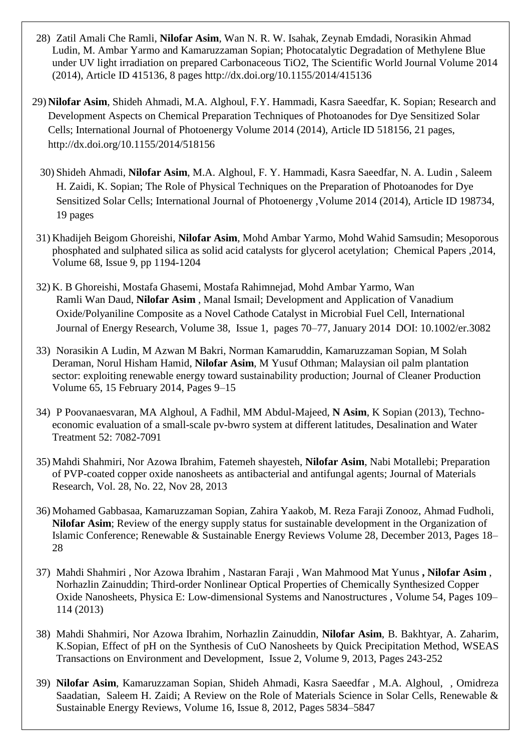28) Zatil Amali Che Ramli, **Nilofar Asim**, Wan N. R. W. Isahak, Zeynab Emdadi, Norasikin Ahmad Ludin, M. Ambar Yarmo and Kamaruzzaman Sopian; Photocatalytic Degradation of Methylene Blue under UV light irradiation on prepared Carbonaceous TiO2, The Scientific World Journal Volume 2014 (2014), Article ID 415136, 8 pages http://dx.doi.org/10.1155/2014/415136

29) **Nilofar Asim**, Shideh Ahmadi, M.A. Alghoul, F.Y. Hammadi, Kasra Saeedfar, K. Sopian; Research and Development Aspects on Chemical Preparation Techniques of Photoanodes for Dye Sensitized Solar Cells; International Journal of Photoenergy Volume 2014 (2014), Article ID 518156, 21 pages, http://dx.doi.org/10.1155/2014/518156

30) Shideh Ahmadi, **Nilofar Asim**, M.A. Alghoul, F. Y. Hammadi, Kasra Saeedfar, N. A. Ludin , Saleem H. Zaidi, K. Sopian; The Role of Physical Techniques on the Preparation of Photoanodes for Dye Sensitized Solar Cells; International Journal of Photoenergy ,Volume 2014 (2014), Article ID 198734, 19 pages

31) Khadijeh Beigom Ghoreishi, **Nilofar Asim**, Mohd Ambar Yarmo, Mohd Wahid Samsudin; Mesoporous phosphated and sulphated silica as solid acid catalysts for glycerol acetylation; Chemical Papers ,2014, Volume 68, Issue 9, pp 1194-1204

32) K. B Ghoreishi, Mostafa Ghasemi, Mostafa Rahimnejad, Mohd Ambar Yarmo, Wan Ramli Wan Daud, **Nilofar Asim** , Manal Ismail; Development and Application of Vanadium Oxide/Polyaniline Composite as a Novel Cathode Catalyst in Microbial Fuel Cell, International Journal of Energy Research, Volume 38, Issue 1, pages 70–77, January 2014 DOI: 10.1002/er.3082

33) Norasikin A Ludin, M Azwan M Bakri, Norman Kamaruddin, Kamaruzzaman Sopian, M Solah Deraman, Norul Hisham Hamid, **Nilofar Asim**, M Yusuf Othman; Malaysian oil palm plantation sector: exploiting renewable energy toward sustainability production; Journal of Cleaner Production Volume 65, 15 February 2014, Pages 9–15

34) P Poovanaesvaran, MA Alghoul, A Fadhil, MM Abdul-Majeed, **N Asim**, K Sopian (2013), Techno-economic evaluation of a small-scale pv-bwro system at different latitudes, Desalination and Water Treatment 52: 7082-7091

35) Mahdi Shahmiri, Nor Azowa Ibrahim, Fatemeh shayesteh, **Nilofar Asim**, Nabi Motallebi; Preparation of PVP-coated copper oxide nanosheets as antibacterial and antifungal agents; Journal of Materials Research, Vol. 28, No. 22, Nov 28, 2013

36) Mohamed Gabbasaa, Kamaruzzaman Sopian, Zahira Yaakob, M. Reza Faraji Zonooz, Ahmad Fudholi, **Nilofar Asim**; Review of the energy supply status for sustainable development in the Organization of Islamic Conference; Renewable & Sustainable Energy Reviews Volume 28, December 2013, Pages 18–28

37) Mahdi Shahmiri , Nor Azowa Ibrahim , Nastaran Faraji , Wan Mahmood Mat Yunus **, Nilofar Asim** , Norhazlin Zainuddin; Third-order Nonlinear Optical Properties of Chemically Synthesized Copper Oxide Nanosheets, Physica E: Low-dimensional Systems and Nanostructures , Volume 54, Pages 109–114 (2013)

38) Mahdi Shahmiri, Nor Azowa Ibrahim, Norhazlin Zainuddin, **Nilofar Asim**, B. Bakhtyar, A. Zaharim, K.Sopian, Effect of pH on the Synthesis of CuO Nanosheets by Quick Precipitation Method, WSEAS Transactions on Environment and Development, Issue 2, Volume 9, 2013, Pages 243-252

39) **Nilofar Asim**, Kamaruzzaman Sopian, Shideh Ahmadi, Kasra Saeedfar , M.A. Alghoul, , Omidreza Saadatian, Saleem H. Zaidi; A Review on the Role of Materials Science in Solar Cells, Renewable & Sustainable Energy Reviews, Volume 16, Issue 8, 2012, Pages 5834–5847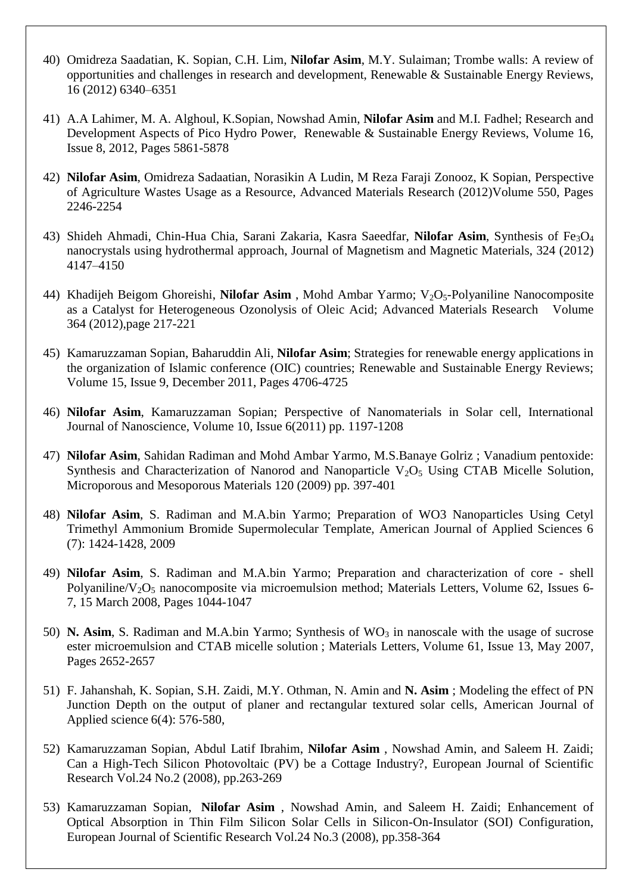40) Omidreza Saadatian, K. Sopian, C.H. Lim, **Nilofar Asim**, M.Y. Sulaiman; Trombe walls: A review of opportunities and challenges in research and development, Renewable & Sustainable Energy Reviews, 16 (2012) 6340–6351

41) A.A Lahimer, M. A. Alghoul, K.Sopian, Nowshad Amin, **Nilofar Asim** and M.I. Fadhel; Research and Development Aspects of Pico Hydro Power, Renewable & Sustainable Energy Reviews, Volume 16, Issue 8, 2012, Pages 5861-5878

42) **Nilofar Asim**, Omidreza Sadaatian, Norasikin A Ludin, M Reza Faraji Zonooz, K Sopian, Perspective of Agriculture Wastes Usage as a Resource, Advanced Materials Research (2012)Volume 550, Pages 2246-2254

43) Shideh Ahmadi, Chin-Hua Chia, Sarani Zakaria, Kasra Saeedfar, **Nilofar Asim**, Synthesis of $Fe_3O_4$ nanocrystals using hydrothermal approach, Journal of Magnetism and Magnetic Materials, 324 (2012) 4147–4150

44) Khadijeh Beigom Ghoreishi, **Nilofar Asim** , Mohd Ambar Yarmo; $V_2O_5$-Polyaniline Nanocomposite as a Catalyst for Heterogeneous Ozonolysis of Oleic Acid; Advanced Materials Research Volume 364 (2012),page 217-221

45) Kamaruzzaman Sopian, Baharuddin Ali, **Nilofar Asim**; Strategies for renewable energy applications in the organization of Islamic conference (OIC) countries; Renewable and Sustainable Energy Reviews; Volume 15, Issue 9, December 2011, Pages 4706-4725

46) **Nilofar Asim**, Kamaruzzaman Sopian; Perspective of Nanomaterials in Solar cell, International Journal of Nanoscience, Volume 10, Issue 6(2011) pp. 1197-1208

47) **Nilofar Asim**, Sahidan Radiman and Mohd Ambar Yarmo, M.S.Banaye Golriz ; Vanadium pentoxide: Synthesis and Characterization of Nanorod and Nanoparticle $V_2O_5$ Using CTAB Micelle Solution, Microporous and Mesoporous Materials 120 (2009) pp. 397-401

48) **Nilofar Asim**, S. Radiman and M.A.bin Yarmo; Preparation of WO3 Nanoparticles Using Cetyl Trimethyl Ammonium Bromide Supermolecular Template, American Journal of Applied Sciences 6 (7): 1424-1428, 2009

49) **Nilofar Asim**, S. Radiman and M.A.bin Yarmo; Preparation and characterization of core - shell Polyaniline/$V_2O_5$ nanocomposite via microemulsion method; Materials Letters, Volume 62, Issues 6-7, 15 March 2008, Pages 1044-1047

50) **N. Asim**, S. Radiman and M.A.bin Yarmo; Synthesis of $WO_3$ in nanoscale with the usage of sucrose ester microemulsion and CTAB micelle solution ; Materials Letters, Volume 61, Issue 13, May 2007, Pages 2652-2657

51) F. Jahanshah, K. Sopian, S.H. Zaidi, M.Y. Othman, N. Amin and **N. Asim** ; Modeling the effect of PN Junction Depth on the output of planer and rectangular textured solar cells, American Journal of Applied science 6(4): 576-580,

52) Kamaruzzaman Sopian, Abdul Latif Ibrahim, **Nilofar Asim** , Nowshad Amin, and Saleem H. Zaidi; Can a High-Tech Silicon Photovoltaic (PV) be a Cottage Industry?, European Journal of Scientific Research Vol.24 No.2 (2008), pp.263-269

53) Kamaruzzaman Sopian, **Nilofar Asim** , Nowshad Amin, and Saleem H. Zaidi; Enhancement of Optical Absorption in Thin Film Silicon Solar Cells in Silicon-On-Insulator (SOI) Configuration, European Journal of Scientific Research Vol.24 No.3 (2008), pp.358-364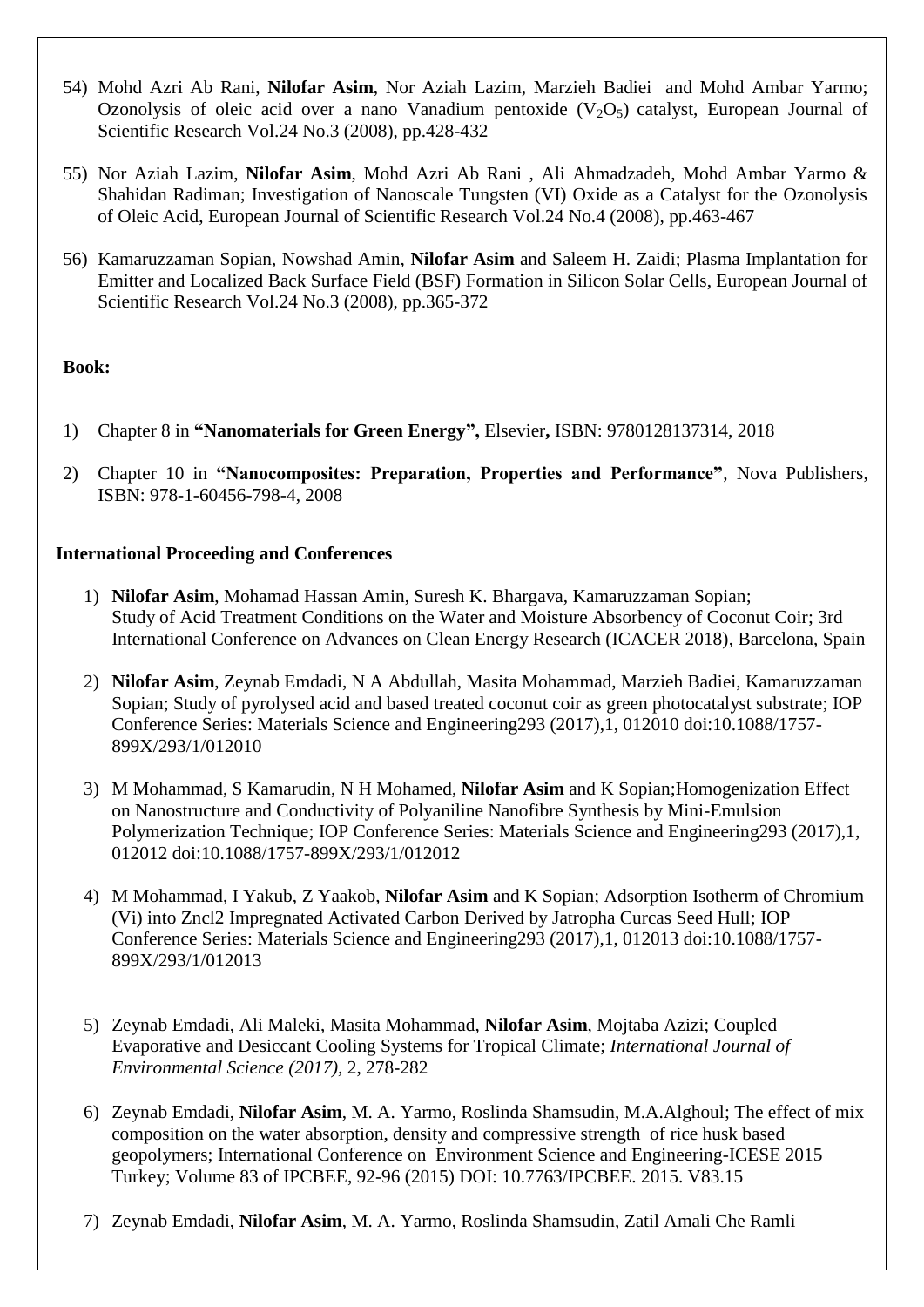54) Mohd Azri Ab Rani, **Nilofar Asim**, Nor Aziah Lazim, Marzieh Badiei and Mohd Ambar Yarmo; Ozonolysis of oleic acid over a nano Vanadium pentoxide ($V_2O_5$) catalyst, European Journal of Scientific Research Vol.24 No.3 (2008), pp.428-432

55) Nor Aziah Lazim, **Nilofar Asim**, Mohd Azri Ab Rani , Ali Ahmadzadeh, Mohd Ambar Yarmo & Shahidan Radiman; Investigation of Nanoscale Tungsten (VI) Oxide as a Catalyst for the Ozonolysis of Oleic Acid, European Journal of Scientific Research Vol.24 No.4 (2008), pp.463-467

56) Kamaruzzaman Sopian, Nowshad Amin, **Nilofar Asim** and Saleem H. Zaidi; Plasma Implantation for Emitter and Localized Back Surface Field (BSF) Formation in Silicon Solar Cells, European Journal of Scientific Research Vol.24 No.3 (2008), pp.365-372

**Book:**

1) Chapter 8 in **"Nanomaterials for Green Energy",** Elsevier**,** ISBN: 9780128137314, 2018

2) Chapter 10 in **"Nanocomposites: Preparation, Properties and Performance"**, Nova Publishers, ISBN: 978-1-60456-798-4, 2008

**International Proceeding and Conferences**

1) **Nilofar Asim**, Mohamad Hassan Amin, Suresh K. Bhargava, Kamaruzzaman Sopian; Study of Acid Treatment Conditions on the Water and Moisture Absorbency of Coconut Coir; 3rd International Conference on Advances on Clean Energy Research (ICACER 2018), Barcelona, Spain

2) **Nilofar Asim**, Zeynab Emdadi, N A Abdullah, Masita Mohammad, Marzieh Badiei, Kamaruzzaman Sopian; Study of pyrolysed acid and based treated coconut coir as green photocatalyst substrate; IOP Conference Series: Materials Science and Engineering293 (2017),1, 012010 doi:10.1088/1757-899X/293/1/012010

3) M Mohammad, S Kamarudin, N H Mohamed, **Nilofar Asim** and K Sopian;Homogenization Effect on Nanostructure and Conductivity of Polyaniline Nanofibre Synthesis by Mini-Emulsion Polymerization Technique; IOP Conference Series: Materials Science and Engineering293 (2017),1, 012012 doi:10.1088/1757-899X/293/1/012012

4) M Mohammad, I Yakub, Z Yaakob, **Nilofar Asim** and K Sopian; Adsorption Isotherm of Chromium (Vi) into Zncl2 Impregnated Activated Carbon Derived by Jatropha Curcas Seed Hull; IOP Conference Series: Materials Science and Engineering293 (2017),1, 012013 doi:10.1088/1757-899X/293/1/012013

5) Zeynab Emdadi, Ali Maleki, Masita Mohammad, **Nilofar Asim**, Mojtaba Azizi; Coupled Evaporative and Desiccant Cooling Systems for Tropical Climate; *International Journal of Environmental Science (2017),* 2, 278-282

6) Zeynab Emdadi, **Nilofar Asim**, M. A. Yarmo, Roslinda Shamsudin, M.A.Alghoul; The effect of mix composition on the water absorption, density and compressive strength of rice husk based geopolymers; International Conference on Environment Science and Engineering-ICESE 2015 Turkey; Volume 83 of IPCBEE, 92-96 (2015) DOI: 10.7763/IPCBEE. 2015. V83.15

7) Zeynab Emdadi, **Nilofar Asim**, M. A. Yarmo, Roslinda Shamsudin, Zatil Amali Che Ramli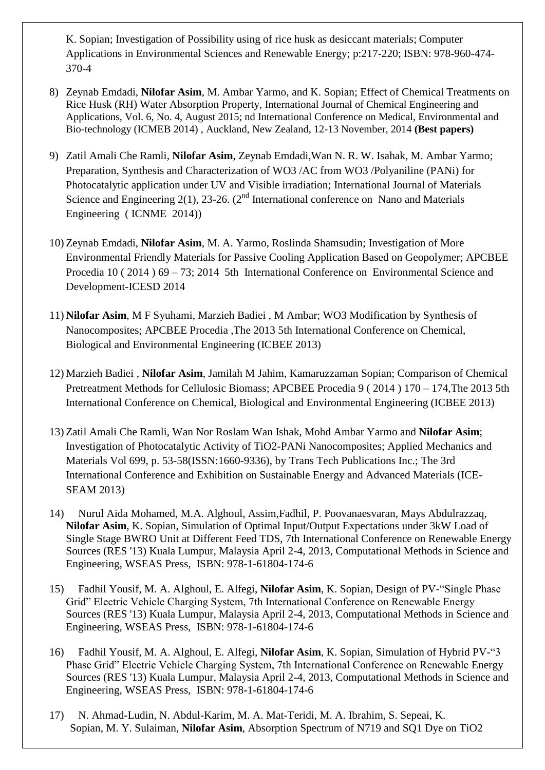K. Sopian; Investigation of Possibility using of rice husk as desiccant materials; Computer Applications in Environmental Sciences and Renewable Energy; p:217-220; ISBN: 978-960-474-370-4

8) Zeynab Emdadi, **Nilofar Asim**, M. Ambar Yarmo, and K. Sopian; Effect of Chemical Treatments on Rice Husk (RH) Water Absorption Property, International Journal of Chemical Engineering and Applications, Vol. 6, No. 4, August 2015; nd International Conference on Medical, Environmental and Bio-technology (ICMEB 2014) , Auckland, New Zealand, 12-13 November, 2014 **(Best papers)**

9) Zatil Amali Che Ramli, **Nilofar Asim**, Zeynab Emdadi,Wan N. R. W. Isahak, M. Ambar Yarmo; Preparation, Synthesis and Characterization of WO3 /AC from WO3 /Polyaniline (PANi) for Photocatalytic application under UV and Visible irradiation; International Journal of Materials Science and Engineering 2(1), 23-26. (2nd International conference on Nano and Materials Engineering ( ICNME 2014))

10) Zeynab Emdadi, **Nilofar Asim**, M. A. Yarmo, Roslinda Shamsudin; Investigation of More Environmental Friendly Materials for Passive Cooling Application Based on Geopolymer; APCBEE Procedia 10 ( 2014 ) 69 – 73; 2014 5th International Conference on Environmental Science and Development-ICESD 2014

11) **Nilofar Asim**, M F Syuhami, Marzieh Badiei , M Ambar; WO3 Modification by Synthesis of Nanocomposites; APCBEE Procedia ,The 2013 5th International Conference on Chemical, Biological and Environmental Engineering (ICBEE 2013)

12) Marzieh Badiei , **Nilofar Asim**, Jamilah M Jahim, Kamaruzzaman Sopian; Comparison of Chemical Pretreatment Methods for Cellulosic Biomass; APCBEE Procedia 9 ( 2014 ) 170 – 174,The 2013 5th International Conference on Chemical, Biological and Environmental Engineering (ICBEE 2013)

13) Zatil Amali Che Ramli, Wan Nor Roslam Wan Ishak, Mohd Ambar Yarmo and **Nilofar Asim**; Investigation of Photocatalytic Activity of TiO2-PANi Nanocomposites; Applied Mechanics and Materials Vol 699, p. 53-58(ISSN:1660-9336), by Trans Tech Publications Inc.; The 3rd International Conference and Exhibition on Sustainable Energy and Advanced Materials (ICE-SEAM 2013)

14) Nurul Aida Mohamed, M.A. Alghoul, Assim,Fadhil, P. Poovanaesvaran, Mays Abdulrazzaq, **Nilofar Asim**, K. Sopian, Simulation of Optimal Input/Output Expectations under 3kW Load of Single Stage BWRO Unit at Different Feed TDS, 7th International Conference on Renewable Energy Sources (RES '13) Kuala Lumpur, Malaysia April 2-4, 2013, Computational Methods in Science and Engineering, WSEAS Press, ISBN: 978-1-61804-174-6

15) Fadhil Yousif, M. A. Alghoul, E. Alfegi, **Nilofar Asim**, K. Sopian, Design of PV-"Single Phase Grid" Electric Vehicle Charging System, 7th International Conference on Renewable Energy Sources (RES '13) Kuala Lumpur, Malaysia April 2-4, 2013, Computational Methods in Science and Engineering, WSEAS Press, ISBN: 978-1-61804-174-6

16) Fadhil Yousif, M. A. Alghoul, E. Alfegi, **Nilofar Asim**, K. Sopian, Simulation of Hybrid PV-"3 Phase Grid" Electric Vehicle Charging System, 7th International Conference on Renewable Energy Sources (RES '13) Kuala Lumpur, Malaysia April 2-4, 2013, Computational Methods in Science and Engineering, WSEAS Press, ISBN: 978-1-61804-174-6

17) N. Ahmad-Ludin, N. Abdul-Karim, M. A. Mat-Teridi, M. A. Ibrahim, S. Sepeai, K. Sopian, M. Y. Sulaiman, **Nilofar Asim**, Absorption Spectrum of N719 and SQ1 Dye on TiO2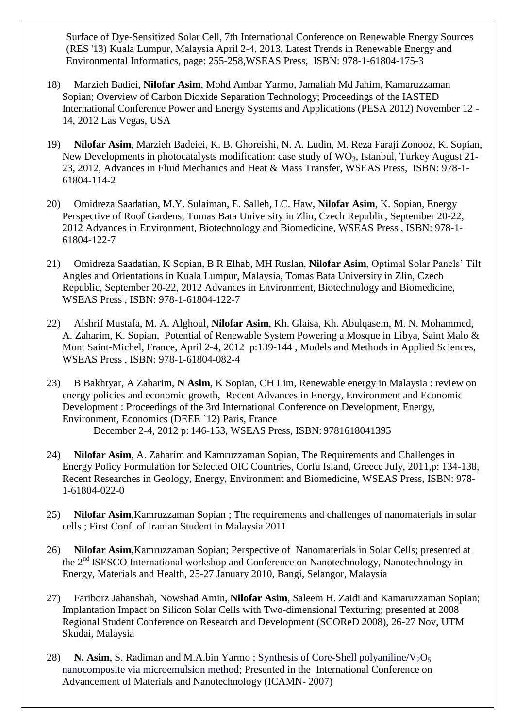Surface of Dye-Sensitized Solar Cell, 7th International Conference on Renewable Energy Sources (RES '13) Kuala Lumpur, Malaysia April 2-4, 2013, Latest Trends in Renewable Energy and Environmental Informatics, page: 255-258,WSEAS Press, ISBN: 978-1-61804-175-3

18) Marzieh Badiei, **Nilofar Asim**, Mohd Ambar Yarmo, Jamaliah Md Jahim, Kamaruzzaman Sopian; Overview of Carbon Dioxide Separation Technology; Proceedings of the IASTED International Conference Power and Energy Systems and Applications (PESA 2012) November 12 - 14, 2012 Las Vegas, USA

19) **Nilofar Asim**, Marzieh Badeiei, K. B. Ghoreishi, N. A. Ludin, M. Reza Faraji Zonooz, K. Sopian, New Developments in photocatalysts modification: case study of $WO_3$, Istanbul, Turkey August 21-23, 2012, Advances in Fluid Mechanics and Heat & Mass Transfer, WSEAS Press, ISBN: 978-1-61804-114-2

20) Omidreza Saadatian, M.Y. Sulaiman, E. Salleh, LC. Haw, **Nilofar Asim**, K. Sopian, Energy Perspective of Roof Gardens, Tomas Bata University in Zlin, Czech Republic, September 20-22, 2012 Advances in Environment, Biotechnology and Biomedicine, WSEAS Press , ISBN: 978-1-61804-122-7

21) Omidreza Saadatian, K Sopian, B R Elhab, MH Ruslan, **Nilofar Asim**, Optimal Solar Panels' Tilt Angles and Orientations in Kuala Lumpur, Malaysia, Tomas Bata University in Zlin, Czech Republic, September 20-22, 2012 Advances in Environment, Biotechnology and Biomedicine, WSEAS Press , ISBN: 978-1-61804-122-7

22) Alshrif Mustafa, M. A. Alghoul, **Nilofar Asim**, Kh. Glaisa, Kh. Abulqasem, M. N. Mohammed, A. Zaharim, K. Sopian, Potential of Renewable System Powering a Mosque in Libya, Saint Malo & Mont Saint-Michel, France, April 2-4, 2012 p:139-144 , Models and Methods in Applied Sciences, WSEAS Press , ISBN: 978-1-61804-082-4

23) B Bakhtyar, A Zaharim, **N Asim**, K Sopian, CH Lim, Renewable energy in Malaysia : review on energy policies and economic growth, Recent Advances in Energy, Environment and Economic Development : Proceedings of the 3rd International Conference on Development, Energy, Environment, Economics (DEEE `12) Paris, France December 2-4, 2012 p: 146-153, WSEAS Press, ISBN: 9781618041395

24) **Nilofar Asim**, A. Zaharim and Kamruzzaman Sopian, The Requirements and Challenges in Energy Policy Formulation for Selected OIC Countries, Corfu Island, Greece July, 2011,p: 134-138, Recent Researches in Geology, Energy, Environment and Biomedicine, WSEAS Press, ISBN: 978-1-61804-022-0

25) **Nilofar Asim**,Kamruzzaman Sopian ; The requirements and challenges of nanomaterials in solar cells ; First Conf. of Iranian Student in Malaysia 2011

26) **Nilofar Asim**,Kamruzzaman Sopian; Perspective of Nanomaterials in Solar Cells; presented at the 2nd ISESCO International workshop and Conference on Nanotechnology, Nanotechnology in Energy, Materials and Health, 25-27 January 2010, Bangi, Selangor, Malaysia

27) Fariborz Jahanshah, Nowshad Amin, **Nilofar Asim**, Saleem H. Zaidi and Kamaruzzaman Sopian; Implantation Impact on Silicon Solar Cells with Two-dimensional Texturing; presented at 2008 Regional Student Conference on Research and Development (SCOReD 2008), 26-27 Nov, UTM Skudai, Malaysia

28) **N. Asim**, S. Radiman and M.A.bin Yarmo ; Synthesis of Core-Shell polyaniline/$V_2O_5$ nanocomposite via microemulsion method; Presented in the International Conference on Advancement of Materials and Nanotechnology (ICAMN- 2007)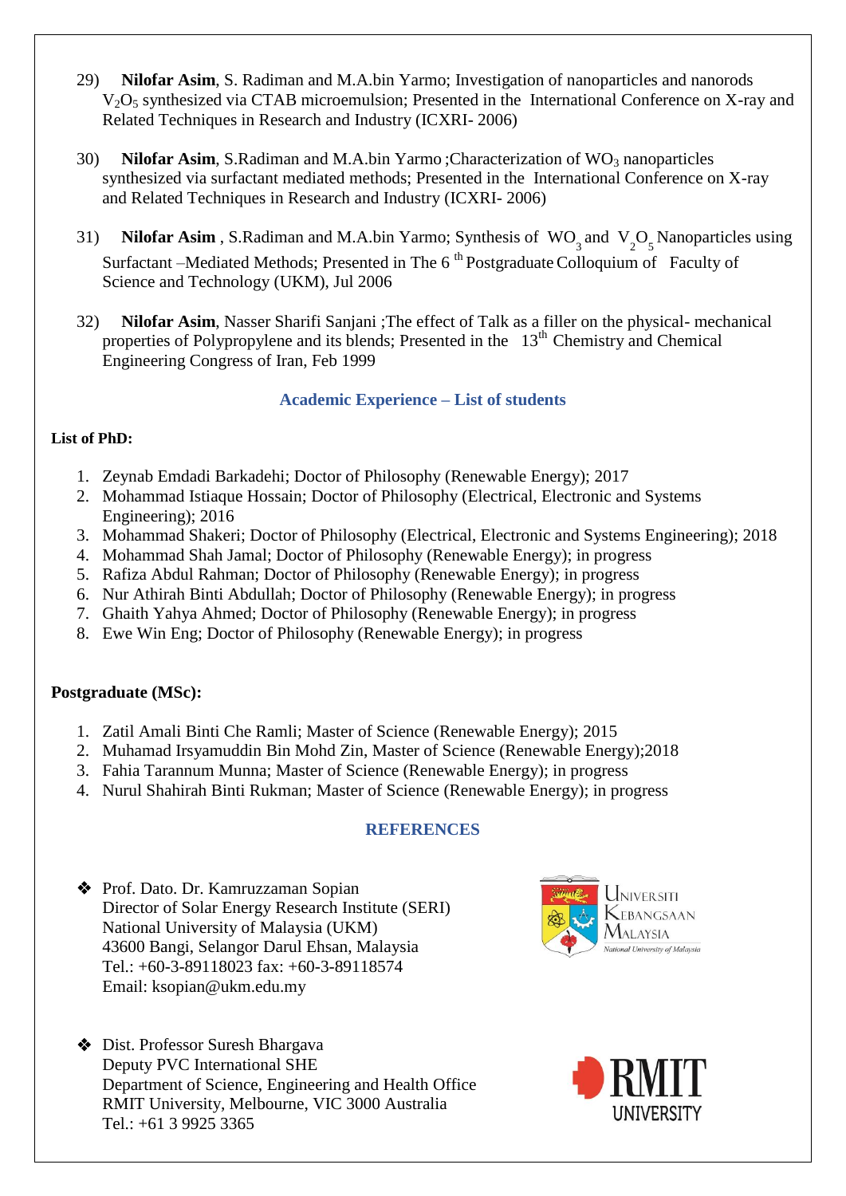29) **Nilofar Asim**, S. Radiman and M.A.bin Yarmo; Investigation of nanoparticles and nanorods $V_2O_5$ synthesized via CTAB microemulsion; Presented in the International Conference on X-ray and Related Techniques in Research and Industry (ICXRI- 2006)

30) **Nilofar Asim**, S.Radiman and M.A.bin Yarmo ;Characterization of $WO_3$ nanoparticles synthesized via surfactant mediated methods; Presented in the International Conference on X-ray and Related Techniques in Research and Industry (ICXRI- 2006)

31) **Nilofar Asim** , S.Radiman and M.A.bin Yarmo; Synthesis of $WO_3$ and $V_2O_5$ Nanoparticles using Surfactant –Mediated Methods; Presented in The 6 th Postgraduate Colloquium of Faculty of Science and Technology (UKM), Jul 2006

32) **Nilofar Asim**, Nasser Sharifi Sanjani ;The effect of Talk as a filler on the physical- mechanical properties of Polypropylene and its blends; Presented in the 13th Chemistry and Chemical Engineering Congress of Iran, Feb 1999

## Academic Experience – List of students

**List of PhD:**

1. Zeynab Emdadi Barkadehi; Doctor of Philosophy (Renewable Energy); 2017
2. Mohammad Istiaque Hossain; Doctor of Philosophy (Electrical, Electronic and Systems Engineering); 2016
3. Mohammad Shakeri; Doctor of Philosophy (Electrical, Electronic and Systems Engineering); 2018
4. Mohammad Shah Jamal; Doctor of Philosophy (Renewable Energy); in progress
5. Rafiza Abdul Rahman; Doctor of Philosophy (Renewable Energy); in progress
6. Nur Athirah Binti Abdullah; Doctor of Philosophy (Renewable Energy); in progress
7. Ghaith Yahya Ahmed; Doctor of Philosophy (Renewable Energy); in progress
8. Ewe Win Eng; Doctor of Philosophy (Renewable Energy); in progress

**Postgraduate (MSc):**

1. Zatil Amali Binti Che Ramli; Master of Science (Renewable Energy); 2015
2. Muhamad Irsyamuddin Bin Mohd Zin, Master of Science (Renewable Energy);2018
3. Fahia Tarannum Munna; Master of Science (Renewable Energy); in progress
4. Nurul Shahirah Binti Rukman; Master of Science (Renewable Energy); in progress

## REFERENCES

- Prof. Dato. Dr. Kamruzzaman Sopian
  Director of Solar Energy Research Institute (SERI)
  National University of Malaysia (UKM)
  43600 Bangi, Selangor Darul Ehsan, Malaysia
  Tel.: +60-3-89118023 fax: +60-3-89118574
  Email: ksopian@ukm.edu.my

- Dist. Professor Suresh Bhargava
  Deputy PVC International SHE
  Department of Science, Engineering and Health Office
  RMIT University, Melbourne, VIC 3000 Australia
  Tel.: +61 3 9925 3365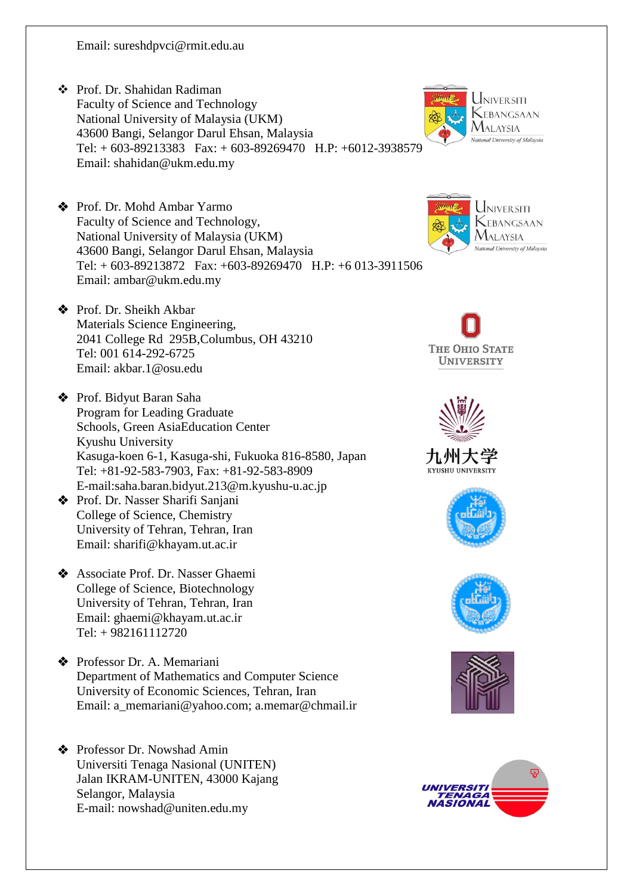Email: sureshdpvci@rmit.edu.au

- Prof. Dr. Shahidan Radiman
  Faculty of Science and Technology
  National University of Malaysia (UKM)
  43600 Bangi, Selangor Darul Ehsan, Malaysia
  Tel: + 603-89213383   Fax: + 603-89269470   H.P: +6012-3938579
  Email: shahidan@ukm.edu.my

- Prof. Dr. Mohd Ambar Yarmo
  Faculty of Science and Technology,
  National University of Malaysia (UKM)
  43600 Bangi, Selangor Darul Ehsan, Malaysia
  Tel: + 603-89213872   Fax: +603-89269470   H.P: +6 013-3911506
  Email: ambar@ukm.edu.my

- Prof. Dr. Sheikh Akbar
  Materials Science Engineering,
  2041 College Rd  295B,Columbus, OH 43210
  Tel: 001 614-292-6725
  Email: akbar.1@osu.edu

- Prof. Bidyut Baran Saha
  Program for Leading Graduate
  Schools, Green AsiaEducation Center
  Kyushu University
  Kasuga-koen 6-1, Kasuga-shi, Fukuoka 816-8580, Japan
  Tel: +81-92-583-7903, Fax: +81-92-583-8909
  E-mail:saha.baran.bidyut.213@m.kyushu-u.ac.jp

- Prof. Dr. Nasser Sharifi Sanjani
  College of Science, Chemistry
  University of Tehran, Tehran, Iran
  Email: sharifi@khayam.ut.ac.ir

- Associate Prof. Dr. Nasser Ghaemi
  College of Science, Biotechnology
  University of Tehran, Tehran, Iran
  Email: ghaemi@khayam.ut.ac.ir
  Tel: + 982161112720

- Professor Dr. A. Memariani
  Department of Mathematics and Computer Science
  University of Economic Sciences, Tehran, Iran
  Email: a_memariani@yahoo.com; a.memar@chmail.ir

- Professor Dr. Nowshad Amin
  Universiti Tenaga Nasional (UNITEN)
  Jalan IKRAM-UNITEN, 43000 Kajang
  Selangor, Malaysia
  E-mail: nowshad@uniten.edu.my